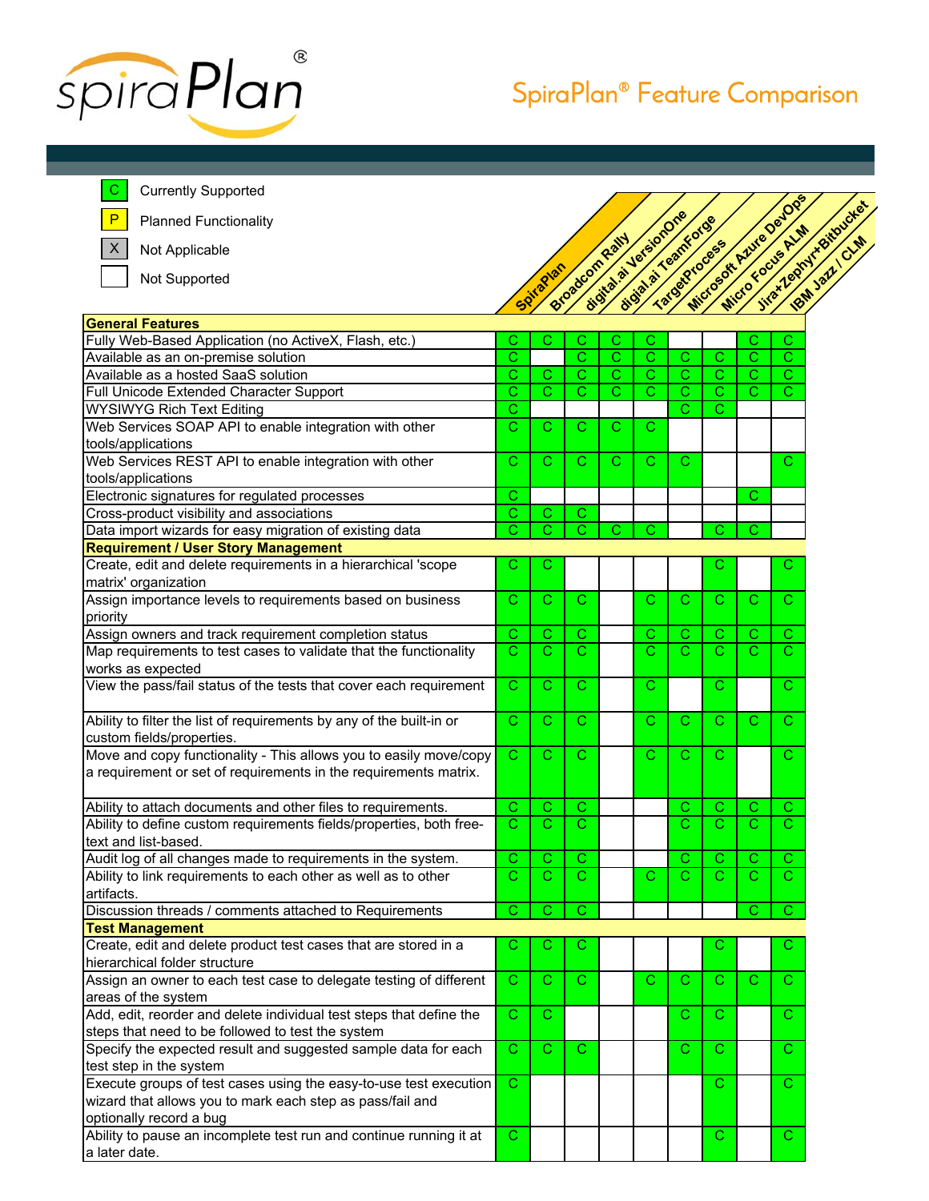# SpiraPlan® Feature Comparison

| | |
|---|---|
| C | Currently Supported |
| P | Planned Functionality |
| X | Not Applicable |
| | Not Supported |

| | SpiraPlan | Broadcom Rally | digital.ai VersionOne | digital.ai TeamForge | TargetProcess | Microsoft Azure DevOps | Micro Focus ALM | Jira+Zephyr+Bitbucket | IBM Jazz / CLM |
|---|---|---|---|---|---|---|---|---|---|
| **General Features** | | | | | | | | | |
| Fully Web-Based Application (no ActiveX, Flash, etc.) | C | C | C | C | C | | | C | C |
| Available as an on-premise solution | C | | C | C | C | C | C | C | C |
| Available as a hosted SaaS solution | C | C | C | C | C | C | C | C | C |
| Full Unicode Extended Character Support | C | C | C | C | C | C | C | C | C |
| WYSIWYG Rich Text Editing | C | | | | | C | C | | |
| Web Services SOAP API to enable integration with other tools/applications | C | C | C | C | C | | | | |
| Web Services REST API to enable integration with other tools/applications | C | C | C | C | C | C | | | C |
| Electronic signatures for regulated processes | C | | | | | | | C | |
| Cross-product visibility and associations | C | C | C | | | | | | |
| Data import wizards for easy migration of existing data | C | C | C | C | C | | C | C | |
| **Requirement / User Story Management** | | | | | | | | | |
| Create, edit and delete requirements in a hierarchical 'scope matrix' organization | C | C | | | | | C | | C |
| Assign importance levels to requirements based on business priority | C | C | C | | C | C | C | C | C |
| Assign owners and track requirement completion status | C | C | C | | C | C | C | C | C |
| Map requirements to test cases to validate that the functionality works as expected | C | C | C | | C | C | C | C | C |
| View the pass/fail status of the tests that cover each requirement | C | C | C | | C | | C | | C |
| Ability to filter the list of requirements by any of the built-in or custom fields/properties. | C | C | C | | C | C | C | C | C |
| Move and copy functionality - This allows you to easily move/copy a requirement or set of requirements in the requirements matrix. | C | C | C | | C | C | C | | C |
| Ability to attach documents and other files to requirements. | C | C | C | | | C | C | C | C |
| Ability to define custom requirements fields/properties, both free-text and list-based. | C | C | C | | | C | C | C | C |
| Audit log of all changes made to requirements in the system. | C | C | C | | | C | C | C | C |
| Ability to link requirements to each other as well as to other artifacts. | C | C | C | | C | C | C | C | C |
| Discussion threads / comments attached to Requirements | C | C | C | | | | | C | C |
| **Test Management** | | | | | | | | | |
| Create, edit and delete product test cases that are stored in a hierarchical folder structure | C | C | C | | | | C | | C |
| Assign an owner to each test case to delegate testing of different areas of the system | C | C | C | | C | C | C | C | C |
| Add, edit, reorder and delete individual test steps that define the steps that need to be followed to test the system | C | C | | | | C | C | | C |
| Specify the expected result and suggested sample data for each test step in the system | C | C | C | | | C | C | | C |
| Execute groups of test cases using the easy-to-use test execution wizard that allows you to mark each step as pass/fail and optionally record a bug | C | | | | | | C | | C |
| Ability to pause an incomplete test run and continue running it at a later date. | C | | | | | | C | | C |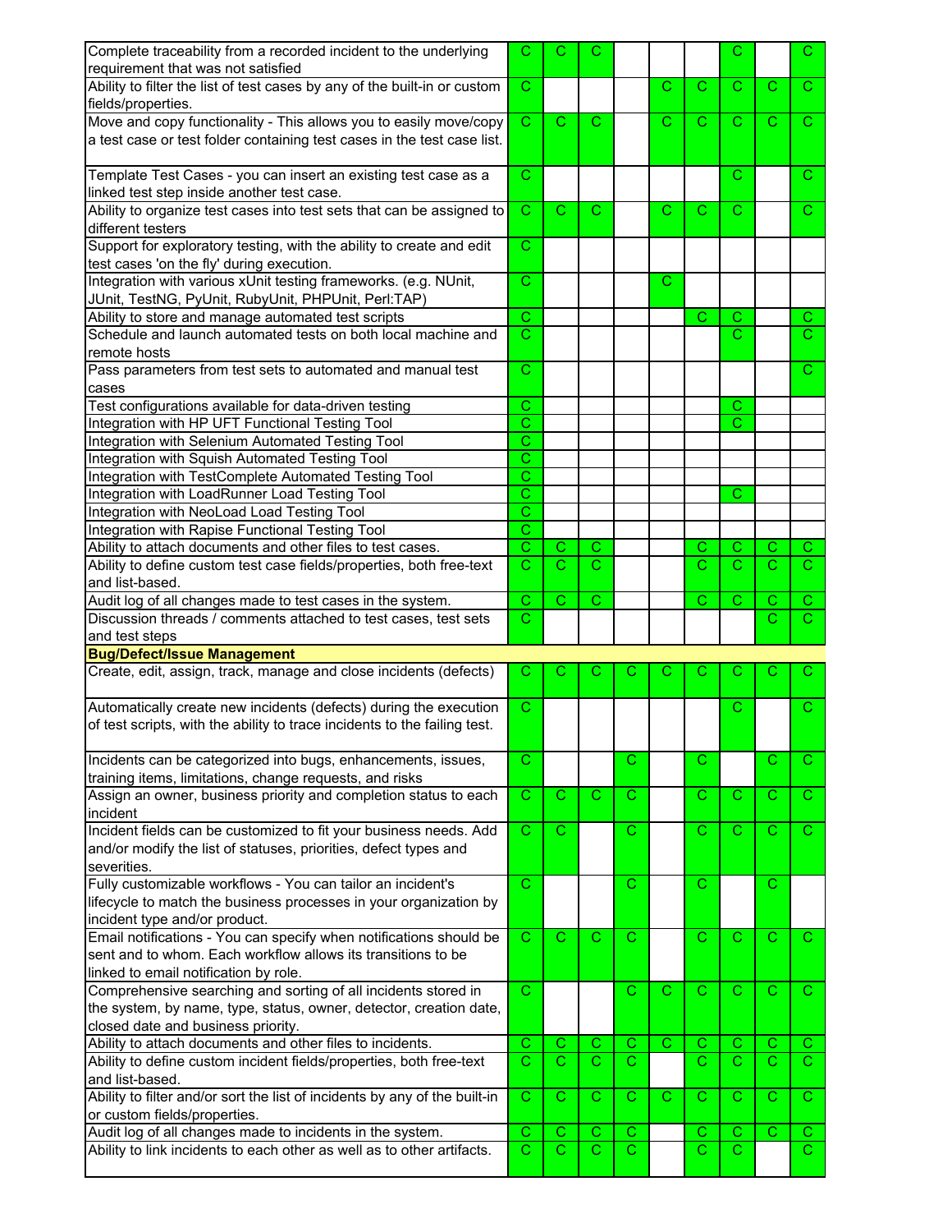| | | | | | | | | | |
|---|---|---|---|---|---|---|---|---|---|
| Complete traceability from a recorded incident to the underlying requirement that was not satisfied | C | C | C | | | | C | | C |
| Ability to filter the list of test cases by any of the built-in or custom fields/properties. | C | | | | C | C | C | C | C |
| Move and copy functionality - This allows you to easily move/copy a test case or test folder containing test cases in the test case list. | C | C | C | | C | C | C | C | C |
| Template Test Cases - you can insert an existing test case as a linked test step inside another test case. | C | | | | | | C | | C |
| Ability to organize test cases into test sets that can be assigned to different testers | C | C | C | | C | C | C | | C |
| Support for exploratory testing, with the ability to create and edit test cases 'on the fly' during execution. | C | | | | | | | | |
| Integration with various xUnit testing frameworks. (e.g. NUnit, JUnit, TestNG, PyUnit, RubyUnit, PHPUnit, Perl:TAP) | C | | | | C | | | | |
| Ability to store and manage automated test scripts | C | | | | | C | C | | C |
| Schedule and launch automated tests on both local machine and remote hosts | C | | | | | | C | | C |
| Pass parameters from test sets to automated and manual test cases | C | | | | | | | | C |
| Test configurations available for data-driven testing | C | | | | | | C | | |
| Integration with HP UFT Functional Testing Tool | C | | | | | | C | | |
| Integration with Selenium Automated Testing Tool | C | | | | | | | | |
| Integration with Squish Automated Testing Tool | C | | | | | | | | |
| Integration with TestComplete Automated Testing Tool | C | | | | | | | | |
| Integration with LoadRunner Load Testing Tool | C | | | | | | C | | |
| Integration with NeoLoad Load Testing Tool | C | | | | | | | | |
| Integration with Rapise Functional Testing Tool | C | | | | | | | | |
| Ability to attach documents and other files to test cases. | C | C | C | | | C | C | C | C |
| Ability to define custom test case fields/properties, both free-text and list-based. | C | C | C | | | C | C | C | C |
| Audit log of all changes made to test cases in the system. | C | C | C | | | C | C | C | C |
| Discussion threads / comments attached to test cases, test sets and test steps | C | | | | | | | C | C |
| **Bug/Defect/Issue Management** | | | | | | | | | |
| Create, edit, assign, track, manage and close incidents (defects) | C | C | C | C | C | C | C | C | C |
| Automatically create new incidents (defects) during the execution of test scripts, with the ability to trace incidents to the failing test. | C | | | | | | C | | C |
| Incidents can be categorized into bugs, enhancements, issues, training items, limitations, change requests, and risks | C | | | C | | C | | C | C |
| Assign an owner, business priority and completion status to each incident | C | C | C | C | | C | C | C | C |
| Incident fields can be customized to fit your business needs. Add and/or modify the list of statuses, priorities, defect types and severities. | C | C | | C | | C | C | C | C |
| Fully customizable workflows - You can tailor an incident's lifecycle to match the business processes in your organization by incident type and/or product. | C | | | C | | C | | C | |
| Email notifications - You can specify when notifications should be sent and to whom. Each workflow allows its transitions to be linked to email notification by role. | C | C | C | C | | C | C | C | C |
| Comprehensive searching and sorting of all incidents stored in the system, by name, type, status, owner, detector, creation date, closed date and business priority. | C | | | C | C | C | C | C | C |
| Ability to attach documents and other files to incidents. | C | C | C | C | C | C | C | C | C |
| Ability to define custom incident fields/properties, both free-text and list-based. | C | C | C | C | | C | C | C | C |
| Ability to filter and/or sort the list of incidents by any of the built-in or custom fields/properties. | C | C | C | C | C | C | C | C | C |
| Audit log of all changes made to incidents in the system. | C | C | C | C | | C | C | C | C |
| Ability to link incidents to each other as well as to other artifacts. | C | C | C | C | | C | C | | C |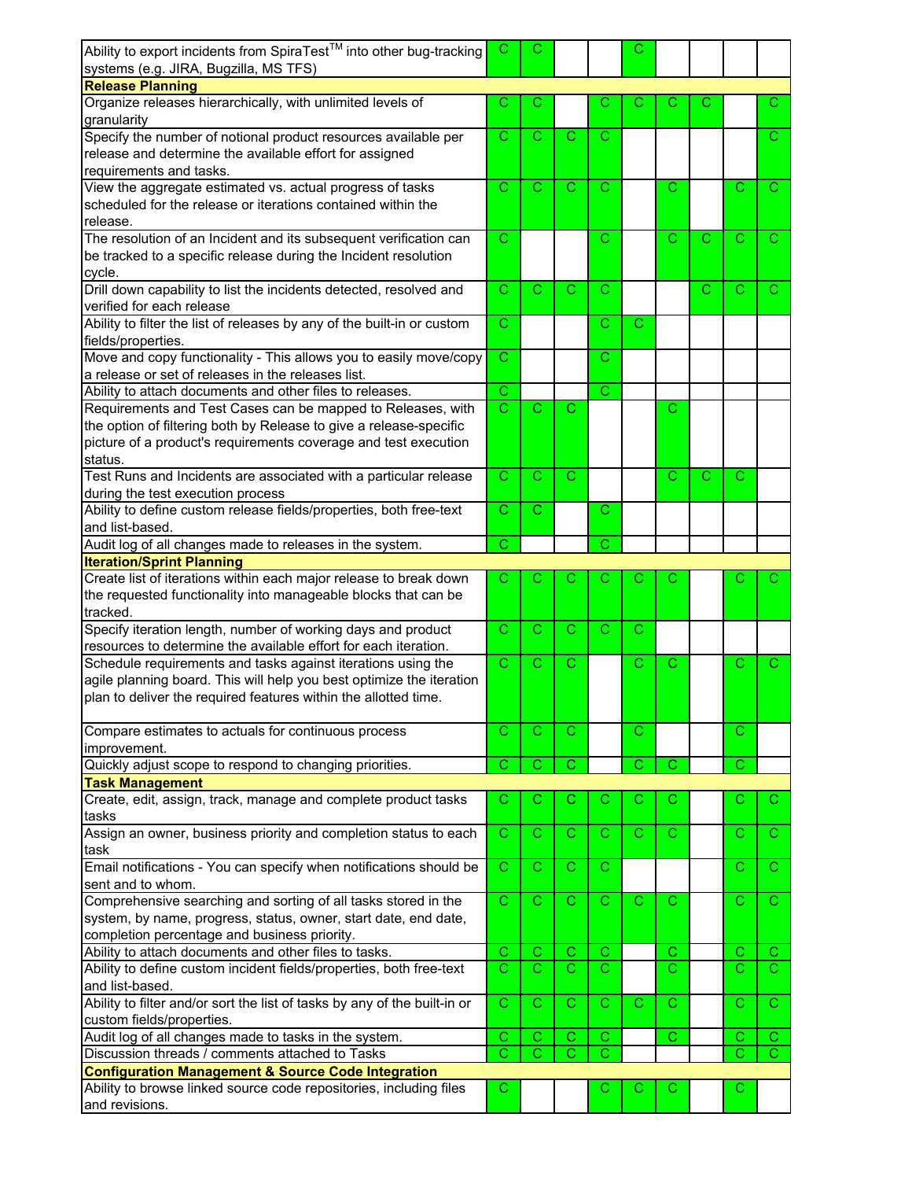| | | | | | | | | | |
|---|---|---|---|---|---|---|---|---|---|
| Ability to export incidents from SpiraTest™ into other bug-tracking systems (e.g. JIRA, Bugzilla, MS TFS) | C | C | | | C | | | | |
| **Release Planning** | | | | | | | | | |
| Organize releases hierarchically, with unlimited levels of granularity | C | C | | C | C | C | C | | C |
| Specify the number of notional product resources available per release and determine the available effort for assigned requirements and tasks. | C | C | C | C | | | | | C |
| View the aggregate estimated vs. actual progress of tasks scheduled for the release or iterations contained within the release. | C | C | C | C | | C | | C | C |
| The resolution of an Incident and its subsequent verification can be tracked to a specific release during the Incident resolution cycle. | C | | | C | | C | C | C | C |
| Drill down capability to list the incidents detected, resolved and verified for each release | C | C | C | C | | | C | C | C |
| Ability to filter the list of releases by any of the built-in or custom fields/properties. | C | | | C | C | | | | |
| Move and copy functionality - This allows you to easily move/copy a release or set of releases in the releases list. | C | | | C | | | | | |
| Ability to attach documents and other files to releases. | C | | | C | | | | | |
| Requirements and Test Cases can be mapped to Releases, with the option of filtering both by Release to give a release-specific picture of a product's requirements coverage and test execution status. | C | C | C | | | C | | | |
| Test Runs and Incidents are associated with a particular release during the test execution process | C | C | C | | | C | C | C | |
| Ability to define custom release fields/properties, both free-text and list-based. | C | C | | C | | | | | |
| Audit log of all changes made to releases in the system. | C | | | C | | | | | |
| **Iteration/Sprint Planning** | | | | | | | | | |
| Create list of iterations within each major release to break down the requested functionality into manageable blocks that can be tracked. | C | C | C | C | C | C | | C | C |
| Specify iteration length, number of working days and product resources to determine the available effort for each iteration. | C | C | C | C | C | | | | |
| Schedule requirements and tasks against iterations using the agile planning board. This will help you best optimize the iteration plan to deliver the required features within the allotted time. | C | C | C | | C | C | | C | C |
| Compare estimates to actuals for continuous process improvement. | C | C | C | | C | | | C | |
| Quickly adjust scope to respond to changing priorities. | C | C | C | | C | C | | C | |
| **Task Management** | | | | | | | | | |
| Create, edit, assign, track, manage and complete product tasks tasks | C | C | C | C | C | C | | C | C |
| Assign an owner, business priority and completion status to each task | C | C | C | C | C | C | | C | C |
| Email notifications - You can specify when notifications should be sent and to whom. | C | C | C | C | | | | C | C |
| Comprehensive searching and sorting of all tasks stored in the system, by name, progress, status, owner, start date, end date, completion percentage and business priority. | C | C | C | C | C | C | | C | C |
| Ability to attach documents and other files to tasks. | C | C | C | C | | C | | C | C |
| Ability to define custom incident fields/properties, both free-text and list-based. | C | C | C | C | | C | | C | C |
| Ability to filter and/or sort the list of tasks by any of the built-in or custom fields/properties. | C | C | C | C | C | C | | C | C |
| Audit log of all changes made to tasks in the system. | C | C | C | C | | C | | C | C |
| Discussion threads / comments attached to Tasks | C | C | C | C | | | | C | C |
| **Configuration Management & Source Code Integration** | | | | | | | | | |
| Ability to browse linked source code repositories, including files and revisions. | C | | | C | C | C | | C | |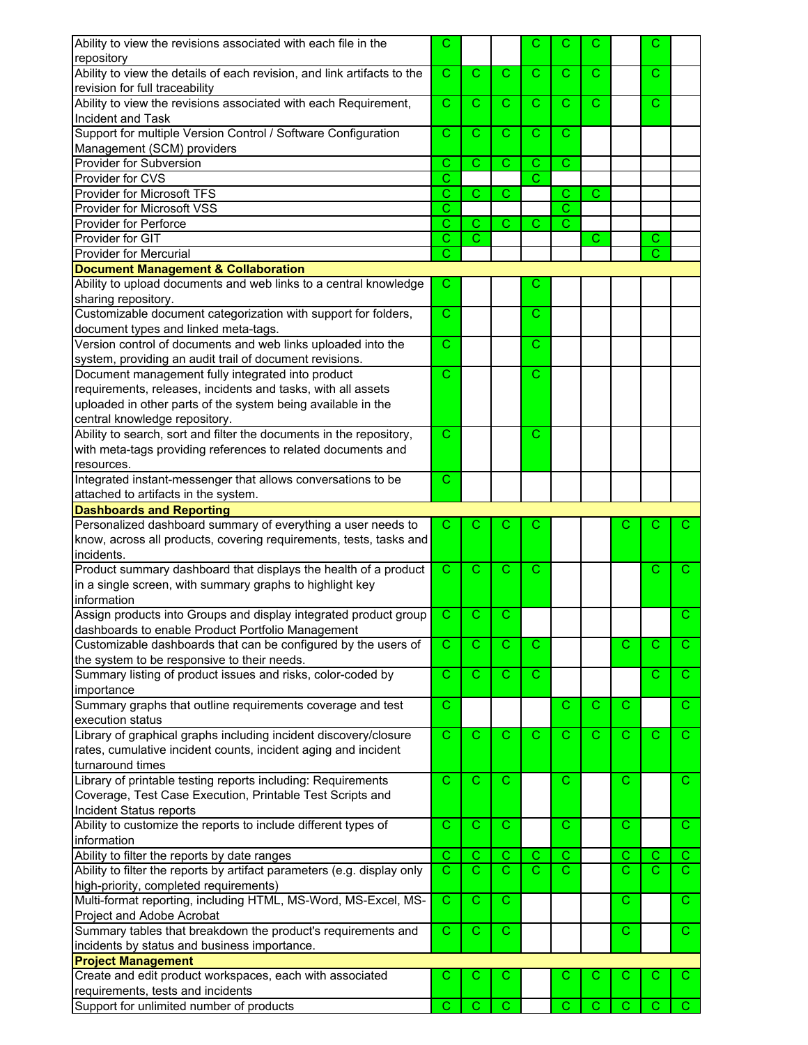| | | | | | | | | | |
|---|---|---|---|---|---|---|---|---|---|
| Ability to view the revisions associated with each file in the repository | C | | | C | C | C | | C | |
| Ability to view the details of each revision, and link artifacts to the revision for full traceability | C | C | C | C | C | C | | C | |
| Ability to view the revisions associated with each Requirement, Incident and Task | C | C | C | C | C | C | | C | |
| Support for multiple Version Control / Software Configuration Management (SCM) providers | C | C | C | C | C | | | | |
| Provider for Subversion | C | C | C | C | C | | | | |
| Provider for CVS | C | | | C | | | | | |
| Provider for Microsoft TFS | C | C | C | | C | C | | | |
| Provider for Microsoft VSS | C | | | | C | | | | |
| Provider for Perforce | C | C | C | C | C | | | | |
| Provider for GIT | C | C | | | | C | | C | |
| Provider for Mercurial | C | | | | | | | C | |
| **Document Management & Collaboration** | | | | | | | | | |
| Ability to upload documents and web links to a central knowledge sharing repository. | C | | | C | | | | | |
| Customizable document categorization with support for folders, document types and linked meta-tags. | C | | | C | | | | | |
| Version control of documents and web links uploaded into the system, providing an audit trail of document revisions. | C | | | C | | | | | |
| Document management fully integrated into product requirements, releases, incidents and tasks, with all assets uploaded in other parts of the system being available in the central knowledge repository. | C | | | C | | | | | |
| Ability to search, sort and filter the documents in the repository, with meta-tags providing references to related documents and resources. | C | | | C | | | | | |
| Integrated instant-messenger that allows conversations to be attached to artifacts in the system. | C | | | | | | | | |
| **Dashboards and Reporting** | | | | | | | | | |
| Personalized dashboard summary of everything a user needs to know, across all products, covering requirements, tests, tasks and incidents. | C | C | C | C | | | C | C | C |
| Product summary dashboard that displays the health of a product in a single screen, with summary graphs to highlight key information | C | C | C | C | | | | C | C |
| Assign products into Groups and display integrated product group dashboards to enable Product Portfolio Management | C | C | C | | | | | | C |
| Customizable dashboards that can be configured by the users of the system to be responsive to their needs. | C | C | C | C | | | C | C | C |
| Summary listing of product issues and risks, color-coded by importance | C | C | C | C | | | | C | C |
| Summary graphs that outline requirements coverage and test execution status | C | | | | C | C | C | | C |
| Library of graphical graphs including incident discovery/closure rates, cumulative incident counts, incident aging and incident turnaround times | C | C | C | C | C | C | C | C | C |
| Library of printable testing reports including: Requirements Coverage, Test Case Execution, Printable Test Scripts and Incident Status reports | C | C | C | | C | | C | | C |
| Ability to customize the reports to include different types of information | C | C | C | | C | | C | | C |
| Ability to filter the reports by date ranges | C | C | C | C | C | | C | C | C |
| Ability to filter the reports by artifact parameters (e.g. display only high-priority, completed requirements) | C | C | C | C | C | | C | C | C |
| Multi-format reporting, including HTML, MS-Word, MS-Excel, MS-Project and Adobe Acrobat | C | C | C | | | | C | | C |
| Summary tables that breakdown the product's requirements and incidents by status and business importance. | C | C | C | | | | C | | C |
| **Project Management** | | | | | | | | | |
| Create and edit product workspaces, each with associated requirements, tests and incidents | C | C | C | | C | C | C | C | C |
| Support for unlimited number of products | C | C | C | | C | C | C | C | C |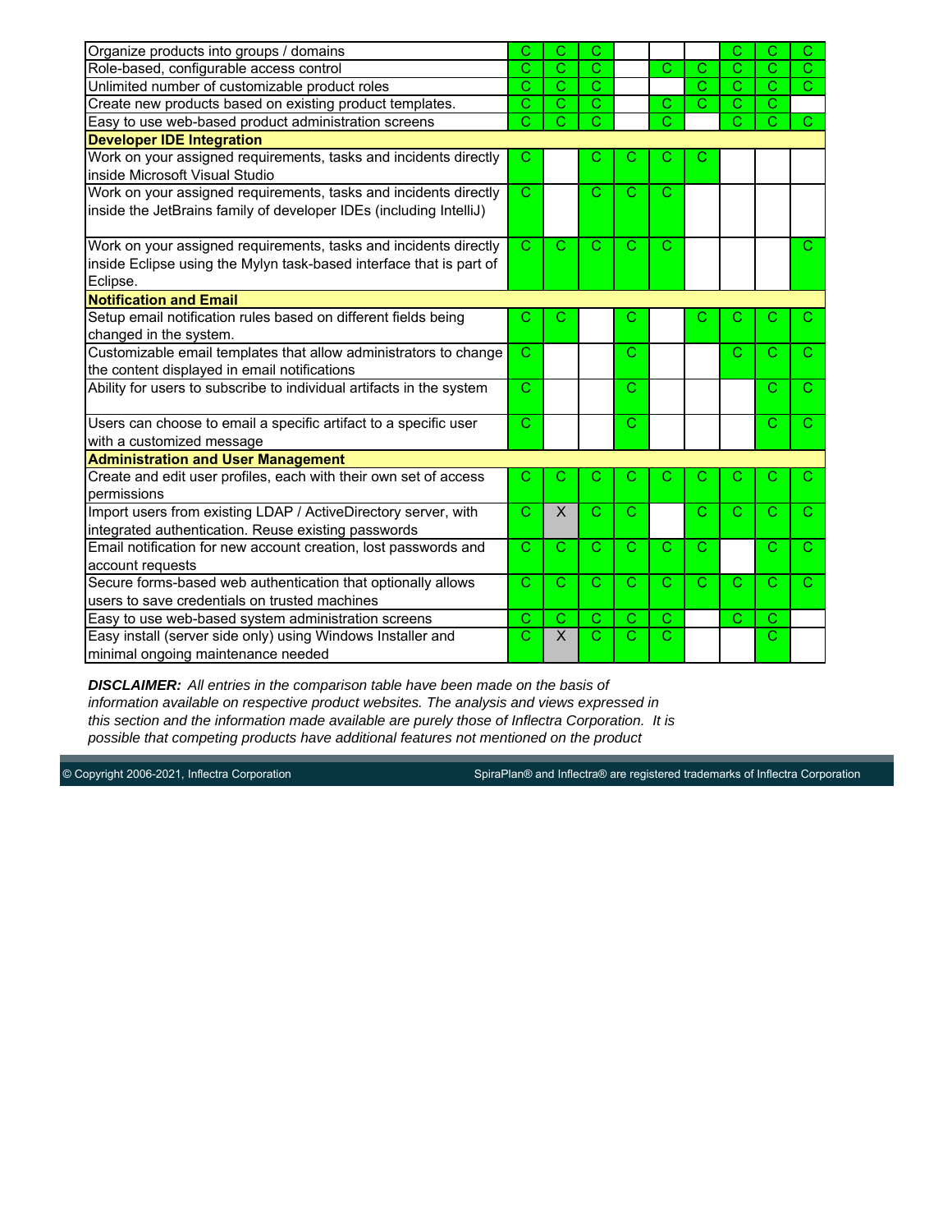| | | | | | | | | | |
|---|---|---|---|---|---|---|---|---|---|
| Organize products into groups / domains | C | C | C | | | | C | C | C |
| Role-based, configurable access control | C | C | C | | C | C | C | C | C |
| Unlimited number of customizable product roles | C | C | C | | | C | C | C | C |
| Create new products based on existing product templates. | C | C | C | | C | C | C | C | |
| Easy to use web-based product administration screens | C | C | C | | C | | C | C | C |
| **Developer IDE Integration** | | | | | | | | | |
| Work on your assigned requirements, tasks and incidents directly inside Microsoft Visual Studio | C | | C | C | C | C | | | |
| Work on your assigned requirements, tasks and incidents directly inside the JetBrains family of developer IDEs (including IntelliJ) | C | | C | C | C | | | | |
| Work on your assigned requirements, tasks and incidents directly inside Eclipse using the Mylyn task-based interface that is part of Eclipse. | C | C | C | C | C | | | | C |
| **Notification and Email** | | | | | | | | | |
| Setup email notification rules based on different fields being changed in the system. | C | C | | C | | C | C | C | C |
| Customizable email templates that allow administrators to change the content displayed in email notifications | C | | | C | | | C | C | C |
| Ability for users to subscribe to individual artifacts in the system | C | | | C | | | | C | C |
| Users can choose to email a specific artifact to a specific user with a customized message | C | | | C | | | | C | C |
| **Administration and User Management** | | | | | | | | | |
| Create and edit user profiles, each with their own set of access permissions | C | C | C | C | C | C | C | C | C |
| Import users from existing LDAP / ActiveDirectory server, with integrated authentication. Reuse existing passwords | C | X | C | C | | C | C | C | C |
| Email notification for new account creation, lost passwords and account requests | C | C | C | C | C | C | | C | C |
| Secure forms-based web authentication that optionally allows users to save credentials on trusted machines | C | C | C | C | C | C | C | C | C |
| Easy to use web-based system administration screens | C | C | C | C | C | | C | C | |
| Easy install (server side only) using Windows Installer and minimal ongoing maintenance needed | C | X | C | C | C | | | C | |

***DISCLAIMER:*** *All entries in the comparison table have been made on the basis of information available on respective product websites. The analysis and views expressed in this section and the information made available are purely those of Inflectra Corporation. It is possible that competing products have additional features not mentioned on the product*

© Copyright 2006-2021, Inflectra Corporation

SpiraPlan® and Inflectra® are registered trademarks of Inflectra Corporation